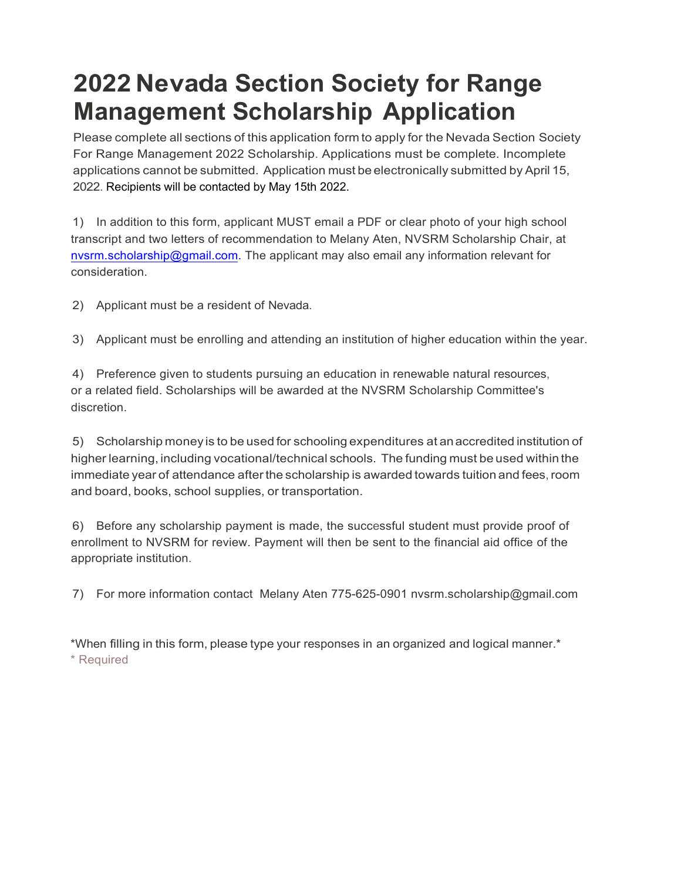# 2022 Nevada Section Society for Range Management Scholarship Application

Please complete all sections of this application form to apply for the Nevada Section Society For Range Management 2022 Scholarship. Applications must be complete. Incomplete applications cannot be submitted. Application must be electronically submitted by April 15, 2022. Recipients will be contacted by May 15th 2022.

1) In addition to this form, applicant MUST email a PDF or clear photo of your high school transcript and two letters of recommendation to Melany Aten, NVSRM Scholarship Chair, at nvsrm.scholarship@gmail.com. The applicant may also email any information relevant for consideration.

2) Applicant must be a resident of Nevada.

3) Applicant must be enrolling and attending an institution of higher education within the year.

4) Preference given to students pursuing an education in renewable natural resources, or a related field. Scholarships will be awarded at the NVSRM Scholarship Committee's discretion.

5) Scholarship money is to be used for schooling expenditures at an accredited institution of higher learning, including vocational/technical schools. The funding must be used within the immediate year of attendance after the scholarship is awarded towards tuition and fees, room and board, books, school supplies, or transportation.

6) Before any scholarship payment is made, the successful student must provide proof of enrollment to NVSRM for review. Payment will then be sent to the financial aid office of the appropriate institution.

7) For more information contact Melany Aten 775-625-0901 nvsrm.scholarship@gmail.com

*When filling in this form, please type your responses in an organized and logical manner.*

\* Required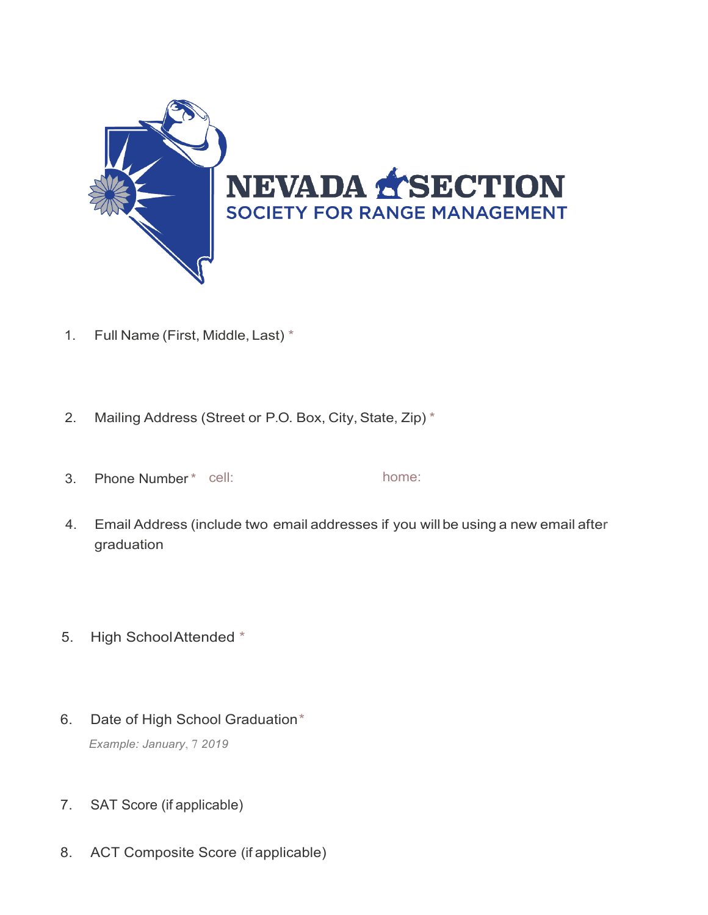**NEVADA SECTION**
**SOCIETY FOR RANGE MANAGEMENT**

1. Full Name (First, Middle, Last) *

2. Mailing Address (Street or P.O. Box, City, State, Zip) *

3. Phone Number * cell: home:

4. Email Address (include two email addresses if you will be using a new email after graduation

5. High School Attended *

6. Date of High School Graduation *

   *Example: January, 7 2019*

7. SAT Score (if applicable)

8. ACT Composite Score (if applicable)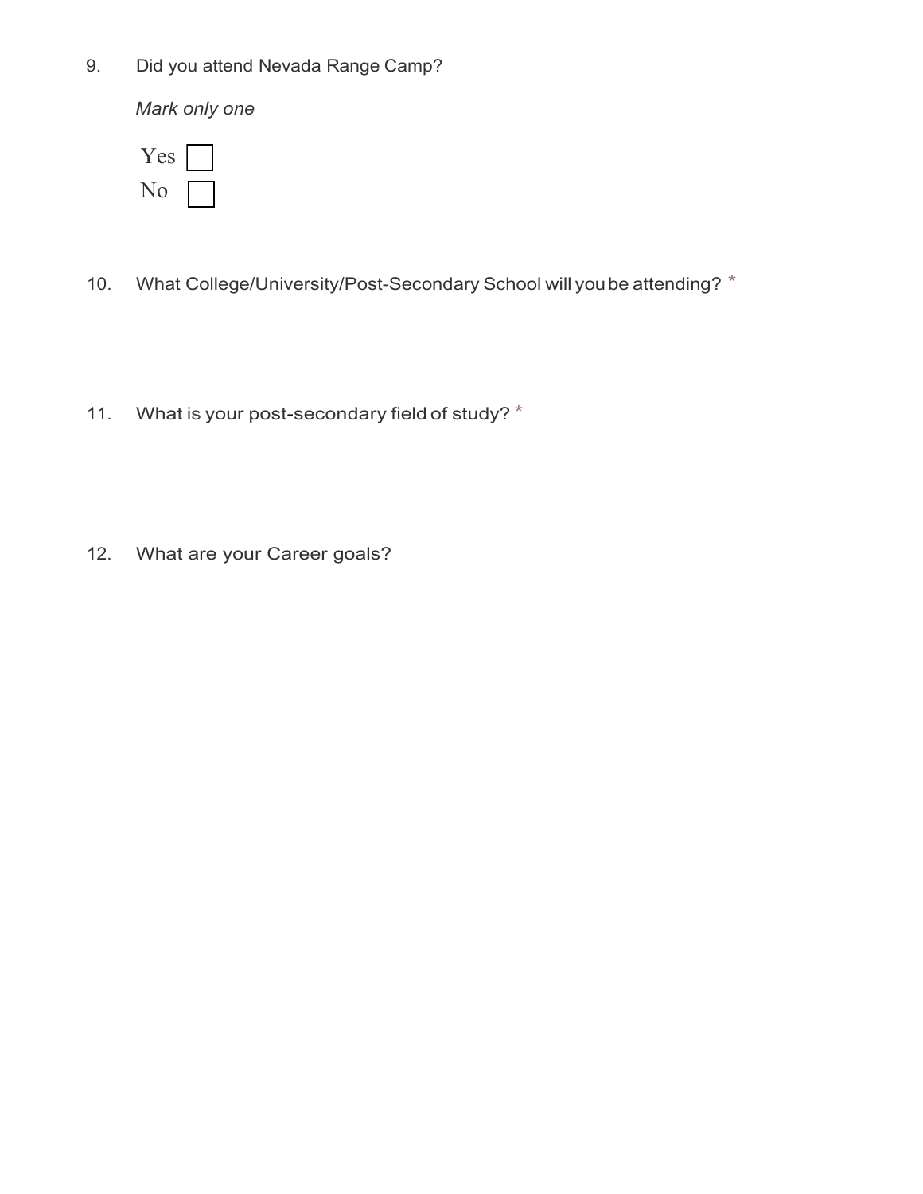9. Did you attend Nevada Range Camp?

   *Mark only one*

   Yes ☐
   No ☐

10. What College/University/Post-Secondary School will you be attending? *

11. What is your post-secondary field of study? *

12. What are your Career goals?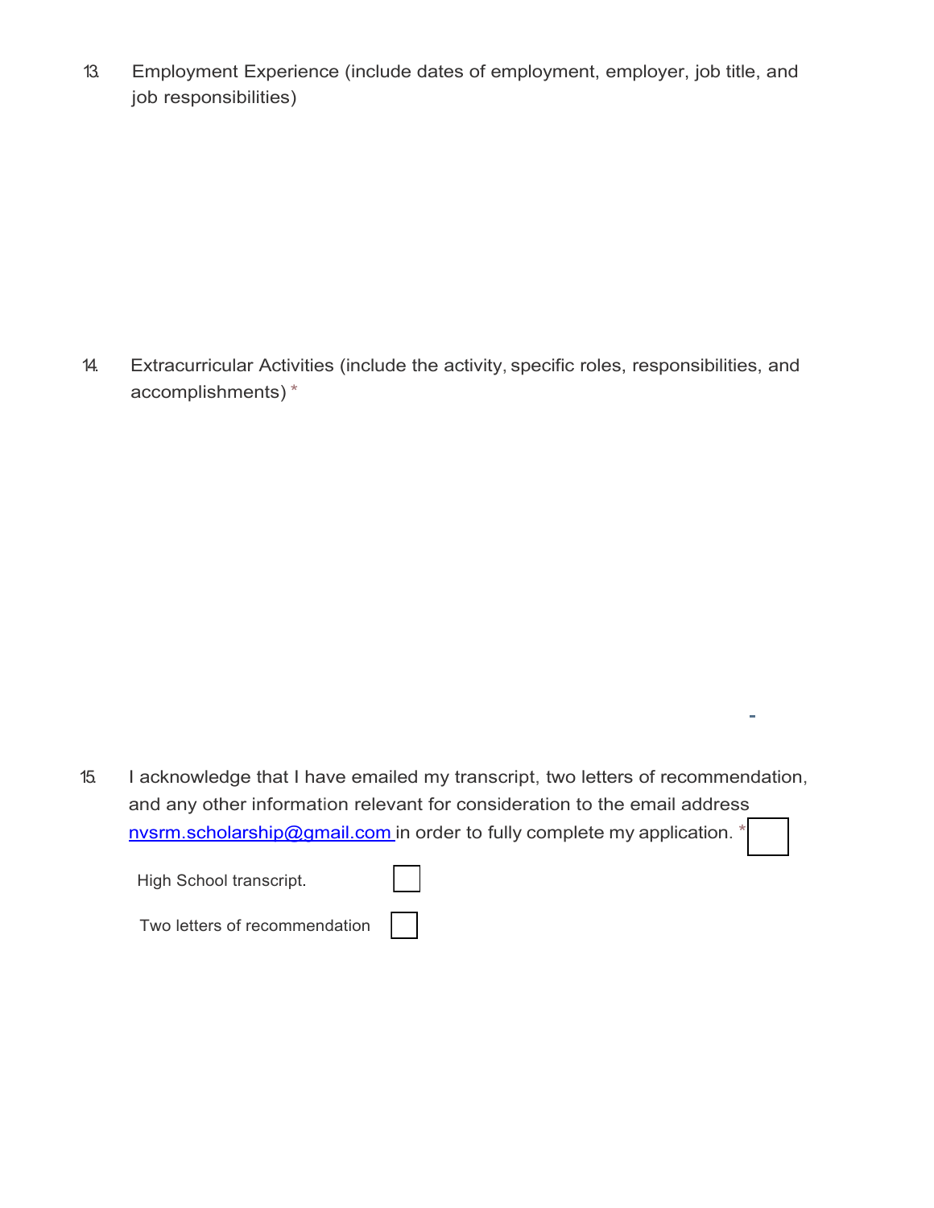13. Employment Experience (include dates of employment, employer, job title, and job responsibilities)

14. Extracurricular Activities (include the activity, specific roles, responsibilities, and accomplishments) *

15. I acknowledge that I have emailed my transcript, two letters of recommendation, and any other information relevant for consideration to the email address nvsrm.scholarship@gmail.com in order to fully complete my application. * ☐

High School transcript. ☐

Two letters of recommendation ☐